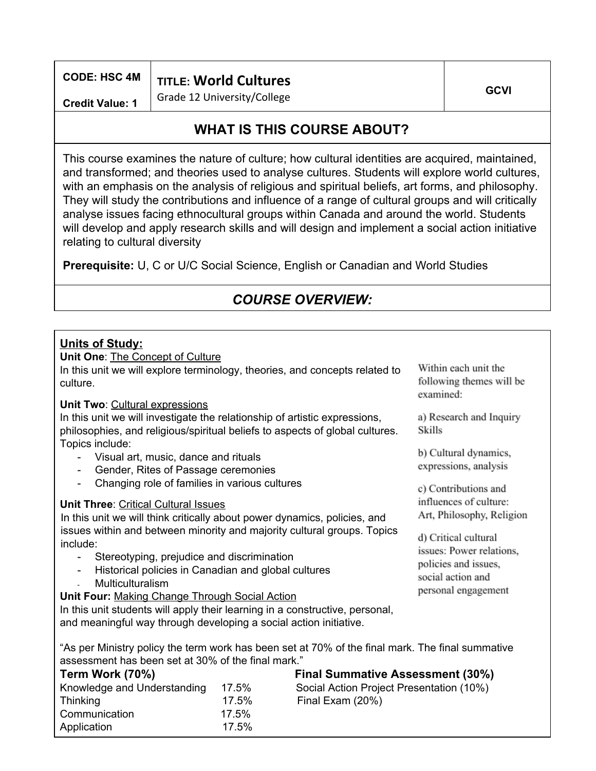| CODE: HSC 4M<br><br>Credit Value: 1 | TITLE: World Cultures<br>Grade 12 University/College | GCVI |
|---|---|---|

## WHAT IS THIS COURSE ABOUT?

This course examines the nature of culture; how cultural identities are acquired, maintained, and transformed; and theories used to analyse cultures. Students will explore world cultures, with an emphasis on the analysis of religious and spiritual beliefs, art forms, and philosophy. They will study the contributions and influence of a range of cultural groups and will critically analyse issues facing ethnocultural groups within Canada and around the world. Students will develop and apply research skills and will design and implement a social action initiative relating to cultural diversity

**Prerequisite:** U, C or U/C Social Science, English or Canadian and World Studies

## *COURSE OVERVIEW:*

**Units of Study:**

**Unit One**: The Concept of Culture
In this unit we will explore terminology, theories, and concepts related to culture.

**Unit Two**: Cultural expressions
In this unit we will investigate the relationship of artistic expressions, philosophies, and religious/spiritual beliefs to aspects of global cultures. Topics include:

- Visual art, music, dance and rituals
- Gender, Rites of Passage ceremonies
- Changing role of families in various cultures

**Unit Three**: Critical Cultural Issues
In this unit we will think critically about power dynamics, policies, and issues within and between minority and majority cultural groups. Topics include:

- Stereotyping, prejudice and discrimination
- Historical policies in Canadian and global cultures
- Multiculturalism

**Unit Four:** Making Change Through Social Action
In this unit students will apply their learning in a constructive, personal, and meaningful way through developing a social action initiative.

Within each unit the following themes will be examined:

a) Research and Inquiry Skills

b) Cultural dynamics, expressions, analysis

c) Contributions and influences of culture: Art, Philosophy, Religion

d) Critical cultural issues: Power relations, policies and issues, social action and personal engagement

"As per Ministry policy the term work has been set at 70% of the final mark. The final summative assessment has been set at 30% of the final mark."

| **Term Work (70%)** | | **Final Summative Assessment (30%)** |
|---|---|---|
| Knowledge and Understanding | 17.5% | Social Action Project Presentation (10%) |
| Thinking | 17.5% | Final Exam (20%) |
| Communication | 17.5% | |
| Application | 17.5% | |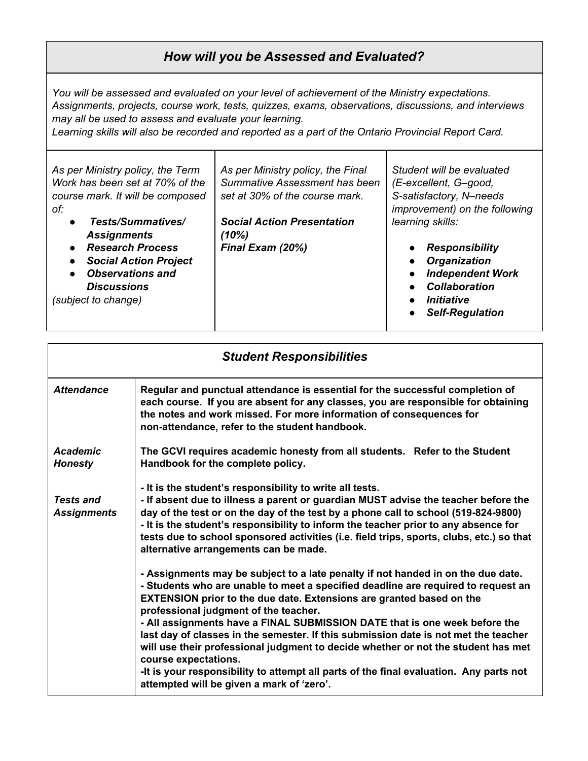## *How will you be Assessed and Evaluated?*

*You will be assessed and evaluated on your level of achievement of the Ministry expectations. Assignments, projects, course work, tests, quizzes, exams, observations, discussions, and interviews may all be used to assess and evaluate your learning.*
*Learning skills will also be recorded and reported as a part of the Ontario Provincial Report Card.*

| | | |
|---|---|---|
| *As per Ministry policy, the Term Work has been set at 70% of the course mark. It will be composed of:*<br>● ***Tests/Summatives/ Assignments***<br>● ***Research Process***<br>● ***Social Action Project***<br>● ***Observations and Discussions***<br>*(subject to change)* | *As per Ministry policy, the Final Summative Assessment has been set at 30% of the course mark.*<br><br>***Social Action Presentation (10%)***<br>***Final Exam (20%)*** | *Student will be evaluated (E-excellent, G–good, S-satisfactory, N–needs improvement) on the following learning skills:*<br>● ***Responsibility***<br>● ***Organization***<br>● ***Independent Work***<br>● ***Collaboration***<br>● ***Initiative***<br>● ***Self-Regulation*** |

## *Student Responsibilities*

| | |
|---|---|
| ***Attendance*** | **Regular and punctual attendance is essential for the successful completion of each course. If you are absent for any classes, you are responsible for obtaining the notes and work missed. For more information of consequences for non-attendance, refer to the student handbook.** |
| ***Academic Honesty*** | **The GCVI requires academic honesty from all students. Refer to the Student Handbook for the complete policy.** |
| ***Tests and Assignments*** | **- It is the student's responsibility to write all tests.**<br>**- If absent due to illness a parent or guardian MUST advise the teacher before the day of the test or on the day of the test by a phone call to school (519-824-9800)**<br>**- It is the student's responsibility to inform the teacher prior to any absence for tests due to school sponsored activities (i.e. field trips, sports, clubs, etc.) so that alternative arrangements can be made.**<br><br>**- Assignments may be subject to a late penalty if not handed in on the due date.**<br>**- Students who are unable to meet a specified deadline are required to request an EXTENSION prior to the due date. Extensions are granted based on the professional judgment of the teacher.**<br>**- All assignments have a FINAL SUBMISSION DATE that is one week before the last day of classes in the semester. If this submission date is not met the teacher will use their professional judgment to decide whether or not the student has met course expectations.**<br>**-It is your responsibility to attempt all parts of the final evaluation. Any parts not attempted will be given a mark of 'zero'.** |